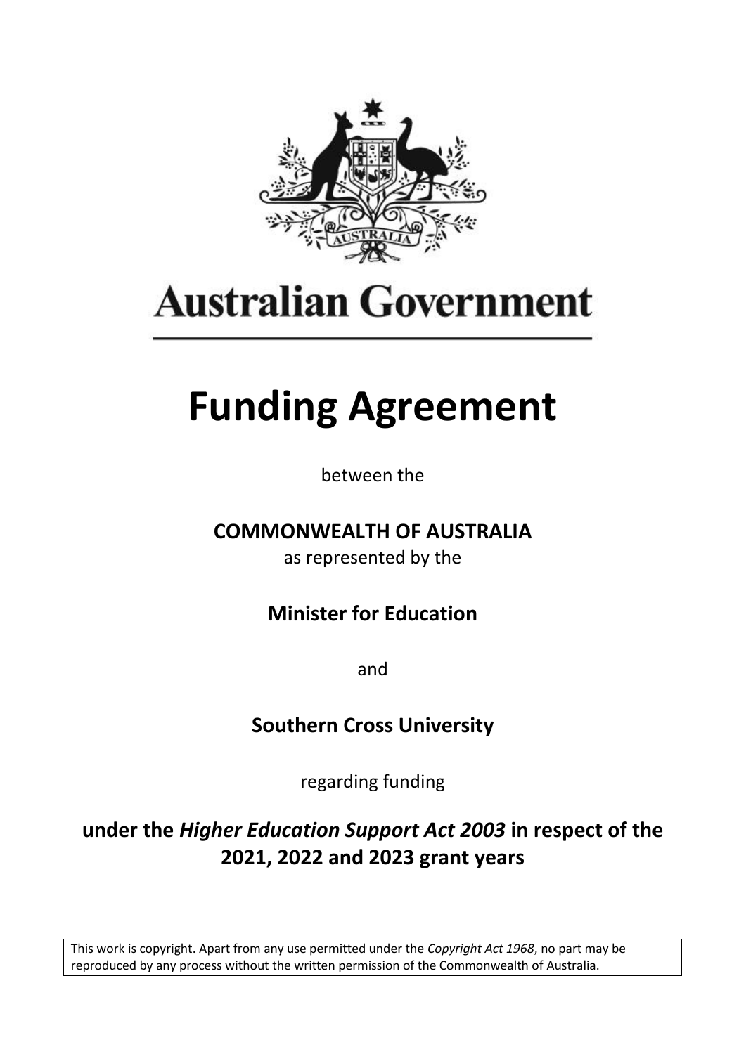Australian Government

# Funding Agreement

between the

**COMMONWEALTH OF AUSTRALIA**

as represented by the

**Minister for Education**

and

**Southern Cross University**

regarding funding

**under the *Higher Education Support Act 2003* in respect of the 2021, 2022 and 2023 grant years**

This work is copyright. Apart from any use permitted under the *Copyright Act 1968*, no part may be reproduced by any process without the written permission of the Commonwealth of Australia.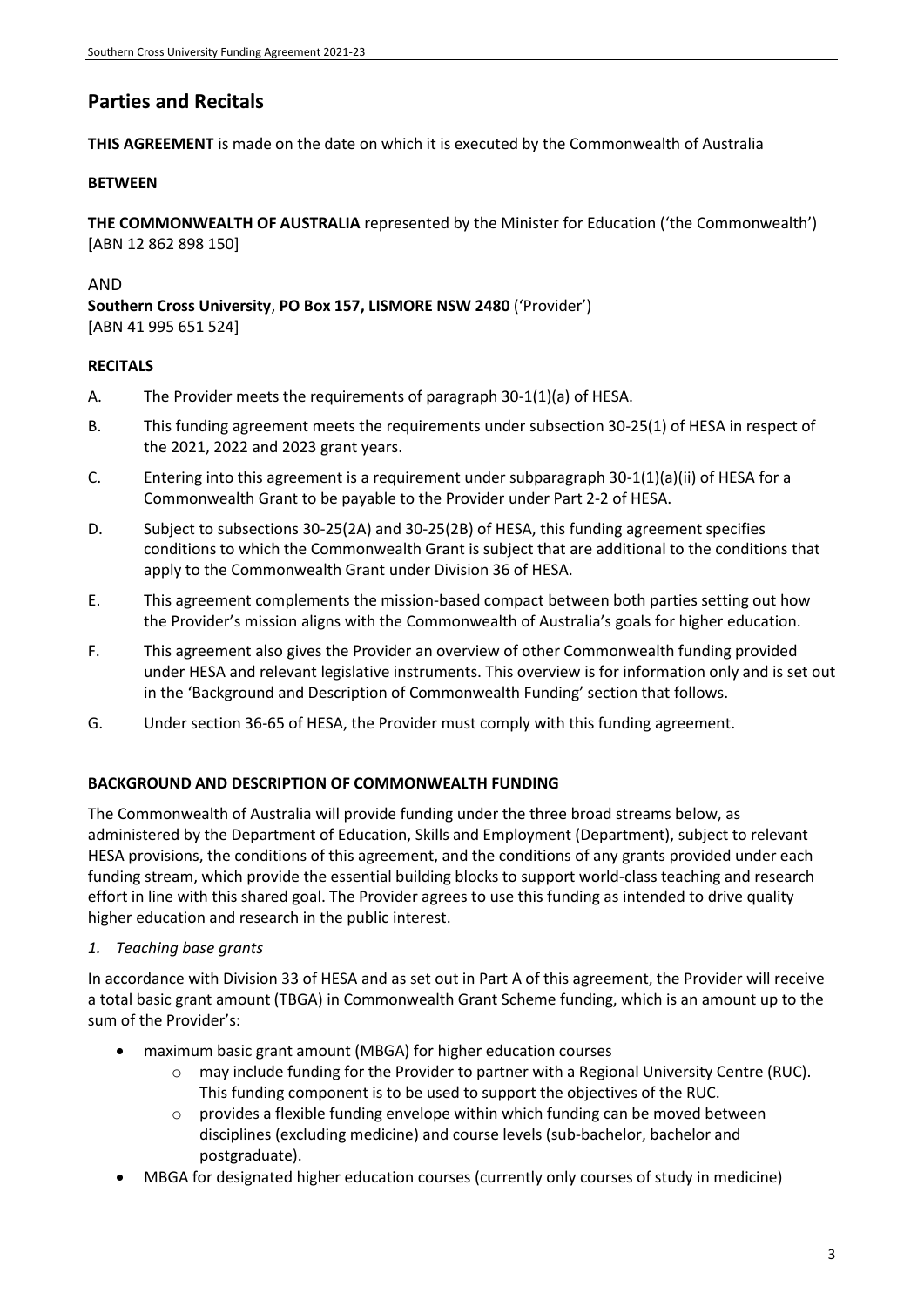# Parties and Recitals

**THIS AGREEMENT** is made on the date on which it is executed by the Commonwealth of Australia

**BETWEEN**

**THE COMMONWEALTH OF AUSTRALIA** represented by the Minister for Education ('the Commonwealth') [ABN 12 862 898 150]

AND

**Southern Cross University**, **PO Box 157, LISMORE NSW 2480** ('Provider') [ABN 41 995 651 524]

**RECITALS**

A. The Provider meets the requirements of paragraph 30-1(1)(a) of HESA.

B. This funding agreement meets the requirements under subsection 30-25(1) of HESA in respect of the 2021, 2022 and 2023 grant years.

C. Entering into this agreement is a requirement under subparagraph 30-1(1)(a)(ii) of HESA for a Commonwealth Grant to be payable to the Provider under Part 2-2 of HESA.

D. Subject to subsections 30-25(2A) and 30-25(2B) of HESA, this funding agreement specifies conditions to which the Commonwealth Grant is subject that are additional to the conditions that apply to the Commonwealth Grant under Division 36 of HESA.

E. This agreement complements the mission-based compact between both parties setting out how the Provider's mission aligns with the Commonwealth of Australia's goals for higher education.

F. This agreement also gives the Provider an overview of other Commonwealth funding provided under HESA and relevant legislative instruments. This overview is for information only and is set out in the 'Background and Description of Commonwealth Funding' section that follows.

G. Under section 36-65 of HESA, the Provider must comply with this funding agreement.

**BACKGROUND AND DESCRIPTION OF COMMONWEALTH FUNDING**

The Commonwealth of Australia will provide funding under the three broad streams below, as administered by the Department of Education, Skills and Employment (Department), subject to relevant HESA provisions, the conditions of this agreement, and the conditions of any grants provided under each funding stream, which provide the essential building blocks to support world-class teaching and research effort in line with this shared goal. The Provider agrees to use this funding as intended to drive quality higher education and research in the public interest.

*1. Teaching base grants*

In accordance with Division 33 of HESA and as set out in Part A of this agreement, the Provider will receive a total basic grant amount (TBGA) in Commonwealth Grant Scheme funding, which is an amount up to the sum of the Provider's:

- maximum basic grant amount (MBGA) for higher education courses
  - may include funding for the Provider to partner with a Regional University Centre (RUC). This funding component is to be used to support the objectives of the RUC.
  - provides a flexible funding envelope within which funding can be moved between disciplines (excluding medicine) and course levels (sub-bachelor, bachelor and postgraduate).
- MBGA for designated higher education courses (currently only courses of study in medicine)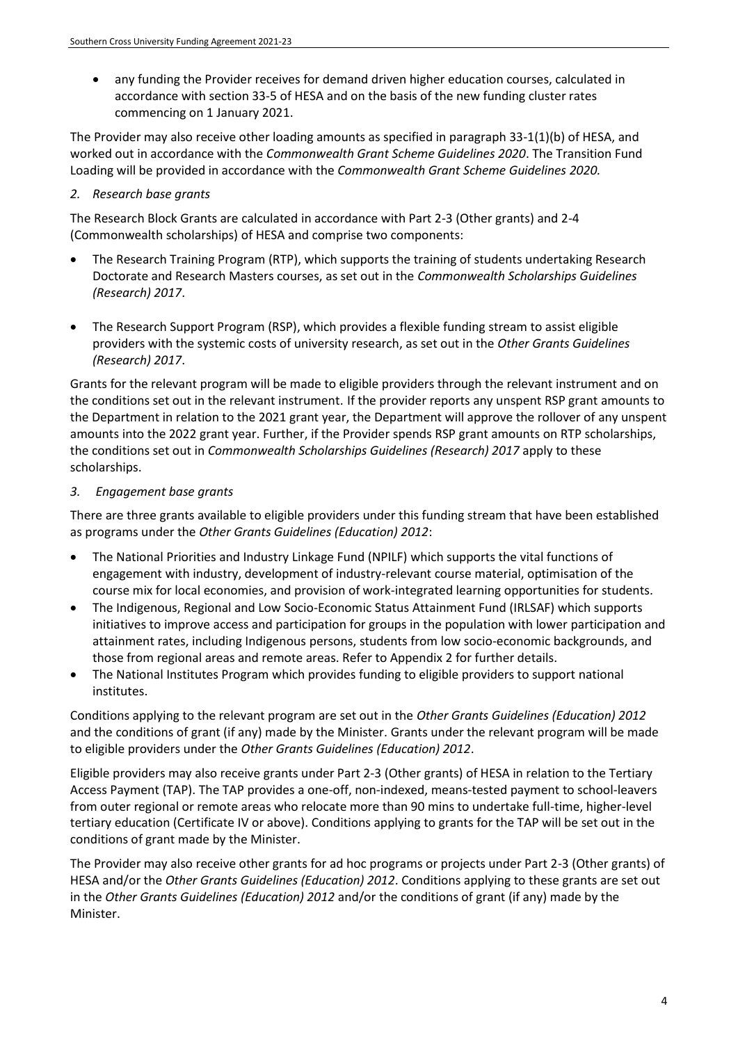- any funding the Provider receives for demand driven higher education courses, calculated in accordance with section 33-5 of HESA and on the basis of the new funding cluster rates commencing on 1 January 2021.

The Provider may also receive other loading amounts as specified in paragraph 33-1(1)(b) of HESA, and worked out in accordance with the *Commonwealth Grant Scheme Guidelines 2020*. The Transition Fund Loading will be provided in accordance with the *Commonwealth Grant Scheme Guidelines 2020.*

*2. Research base grants*

The Research Block Grants are calculated in accordance with Part 2-3 (Other grants) and 2-4 (Commonwealth scholarships) of HESA and comprise two components:

- The Research Training Program (RTP), which supports the training of students undertaking Research Doctorate and Research Masters courses, as set out in the *Commonwealth Scholarships Guidelines (Research) 2017*.
- The Research Support Program (RSP), which provides a flexible funding stream to assist eligible providers with the systemic costs of university research, as set out in the *Other Grants Guidelines (Research) 2017*.

Grants for the relevant program will be made to eligible providers through the relevant instrument and on the conditions set out in the relevant instrument. If the provider reports any unspent RSP grant amounts to the Department in relation to the 2021 grant year, the Department will approve the rollover of any unspent amounts into the 2022 grant year. Further, if the Provider spends RSP grant amounts on RTP scholarships, the conditions set out in *Commonwealth Scholarships Guidelines (Research) 2017* apply to these scholarships.

*3. Engagement base grants*

There are three grants available to eligible providers under this funding stream that have been established as programs under the *Other Grants Guidelines (Education) 2012*:

- The National Priorities and Industry Linkage Fund (NPILF) which supports the vital functions of engagement with industry, development of industry-relevant course material, optimisation of the course mix for local economies, and provision of work-integrated learning opportunities for students.
- The Indigenous, Regional and Low Socio-Economic Status Attainment Fund (IRLSAF) which supports initiatives to improve access and participation for groups in the population with lower participation and attainment rates, including Indigenous persons, students from low socio-economic backgrounds, and those from regional areas and remote areas. Refer to Appendix 2 for further details.
- The National Institutes Program which provides funding to eligible providers to support national institutes.

Conditions applying to the relevant program are set out in the *Other Grants Guidelines (Education) 2012* and the conditions of grant (if any) made by the Minister. Grants under the relevant program will be made to eligible providers under the *Other Grants Guidelines (Education) 2012*.

Eligible providers may also receive grants under Part 2-3 (Other grants) of HESA in relation to the Tertiary Access Payment (TAP). The TAP provides a one-off, non-indexed, means-tested payment to school-leavers from outer regional or remote areas who relocate more than 90 mins to undertake full-time, higher-level tertiary education (Certificate IV or above). Conditions applying to grants for the TAP will be set out in the conditions of grant made by the Minister.

The Provider may also receive other grants for ad hoc programs or projects under Part 2-3 (Other grants) of HESA and/or the *Other Grants Guidelines (Education) 2012*. Conditions applying to these grants are set out in the *Other Grants Guidelines (Education) 2012* and/or the conditions of grant (if any) made by the Minister.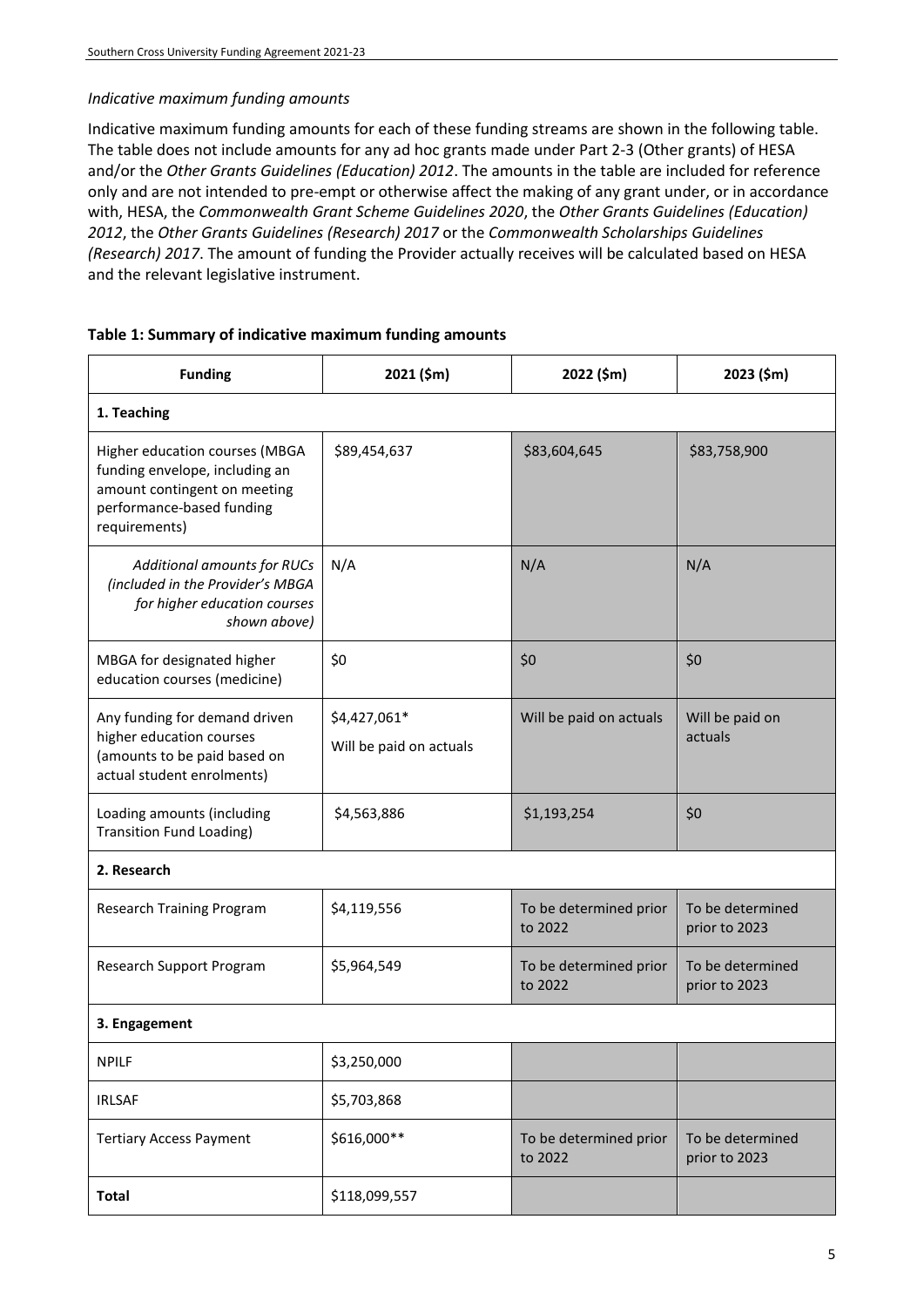*Indicative maximum funding amounts*

Indicative maximum funding amounts for each of these funding streams are shown in the following table. The table does not include amounts for any ad hoc grants made under Part 2-3 (Other grants) of HESA and/or the *Other Grants Guidelines (Education) 2012*. The amounts in the table are included for reference only and are not intended to pre-empt or otherwise affect the making of any grant under, or in accordance with, HESA, the *Commonwealth Grant Scheme Guidelines 2020*, the *Other Grants Guidelines (Education) 2012*, the *Other Grants Guidelines (Research) 2017* or the *Commonwealth Scholarships Guidelines (Research) 2017*. The amount of funding the Provider actually receives will be calculated based on HESA and the relevant legislative instrument.

**Table 1: Summary of indicative maximum funding amounts**

| Funding | 2021 ($m) | 2022 ($m) | 2023 ($m) |
|---|---|---|---|
| **1. Teaching** | | | |
| Higher education courses (MBGA funding envelope, including an amount contingent on meeting performance-based funding requirements) | $89,454,637 | $83,604,645 | $83,758,900 |
| *Additional amounts for RUCs (included in the Provider's MBGA for higher education courses shown above)* | N/A | N/A | N/A |
| MBGA for designated higher education courses (medicine) | $0 | $0 | $0 |
| Any funding for demand driven higher education courses (amounts to be paid based on actual student enrolments) | $4,427,061* Will be paid on actuals | Will be paid on actuals | Will be paid on actuals |
| Loading amounts (including Transition Fund Loading) | $4,563,886 | $1,193,254 | $0 |
| **2. Research** | | | |
| Research Training Program | $4,119,556 | To be determined prior to 2022 | To be determined prior to 2023 |
| Research Support Program | $5,964,549 | To be determined prior to 2022 | To be determined prior to 2023 |
| **3. Engagement** | | | |
| NPILF | $3,250,000 | | |
| IRLSAF | $5,703,868 | | |
| Tertiary Access Payment | $616,000** | To be determined prior to 2022 | To be determined prior to 2023 |
| **Total** | $118,099,557 | | |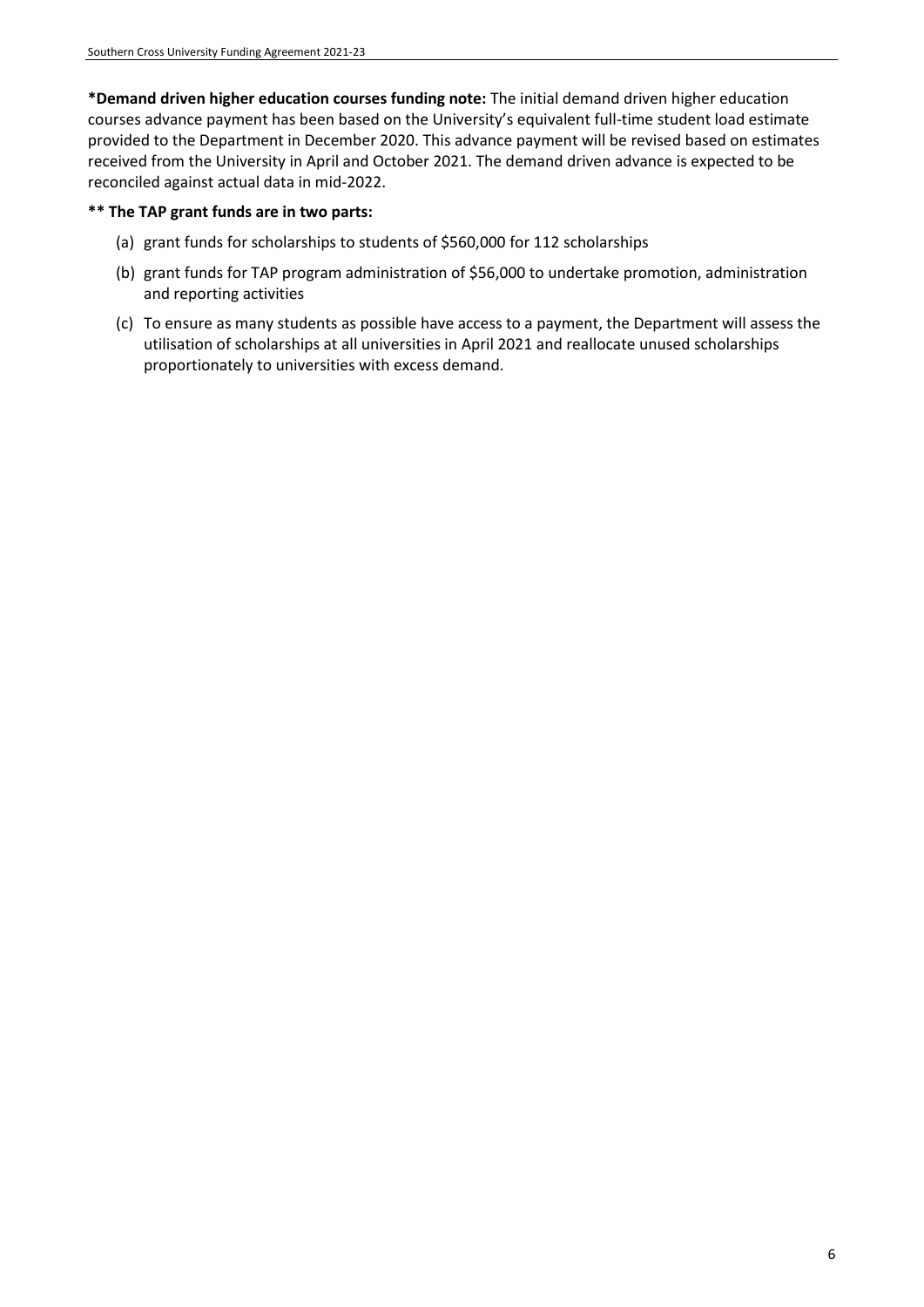**\*Demand driven higher education courses funding note:** The initial demand driven higher education courses advance payment has been based on the University's equivalent full-time student load estimate provided to the Department in December 2020. This advance payment will be revised based on estimates received from the University in April and October 2021. The demand driven advance is expected to be reconciled against actual data in mid-2022.

**\*\* The TAP grant funds are in two parts:**

(a) grant funds for scholarships to students of $560,000 for 112 scholarships

(b) grant funds for TAP program administration of $56,000 to undertake promotion, administration and reporting activities

(c) To ensure as many students as possible have access to a payment, the Department will assess the utilisation of scholarships at all universities in April 2021 and reallocate unused scholarships proportionately to universities with excess demand.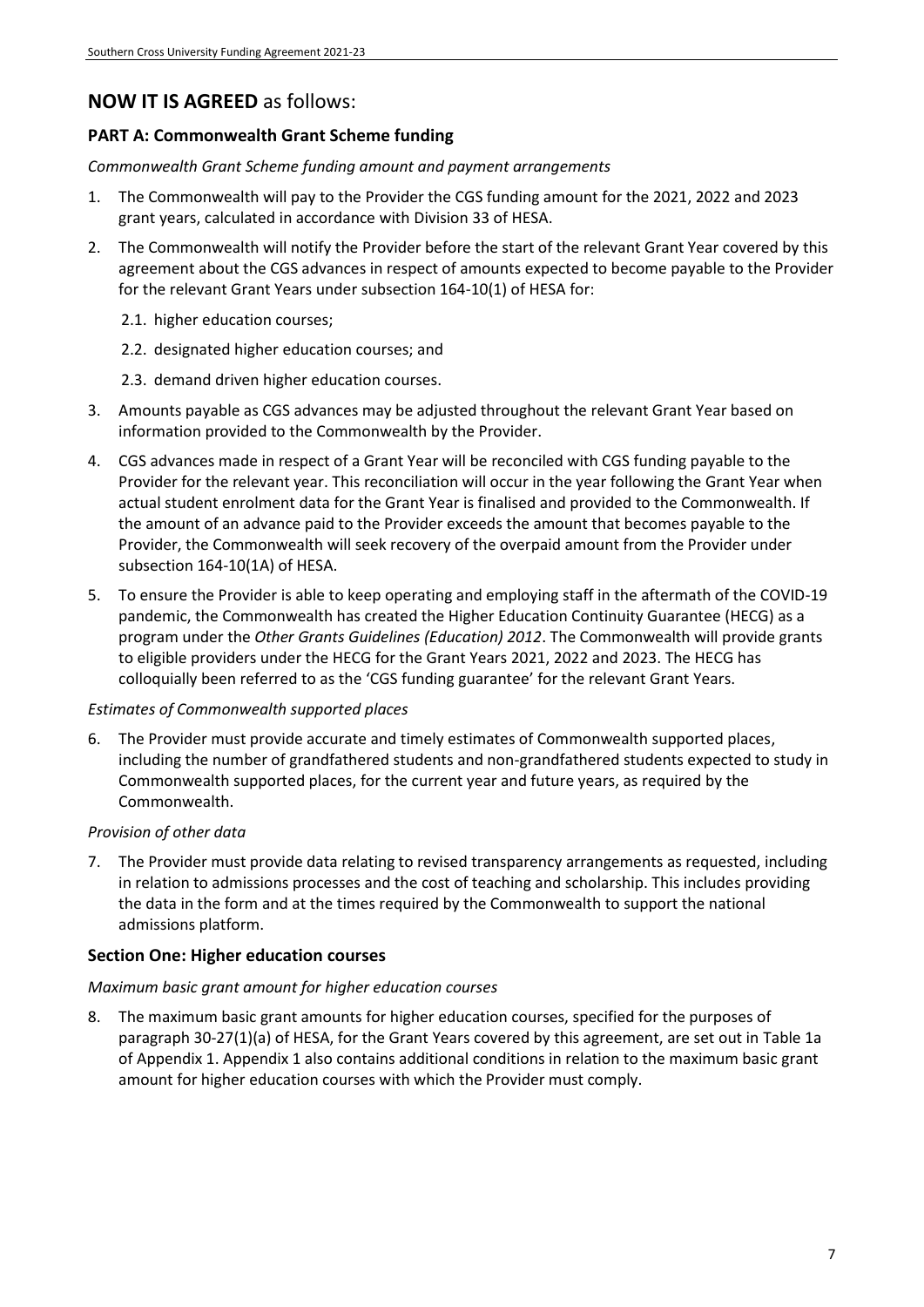## **NOW IT IS AGREED** as follows:

### PART A: Commonwealth Grant Scheme funding

*Commonwealth Grant Scheme funding amount and payment arrangements*

1. The Commonwealth will pay to the Provider the CGS funding amount for the 2021, 2022 and 2023 grant years, calculated in accordance with Division 33 of HESA.
2. The Commonwealth will notify the Provider before the start of the relevant Grant Year covered by this agreement about the CGS advances in respect of amounts expected to become payable to the Provider for the relevant Grant Years under subsection 164-10(1) of HESA for:
   - 2.1. higher education courses;
   - 2.2. designated higher education courses; and
   - 2.3. demand driven higher education courses.
3. Amounts payable as CGS advances may be adjusted throughout the relevant Grant Year based on information provided to the Commonwealth by the Provider.
4. CGS advances made in respect of a Grant Year will be reconciled with CGS funding payable to the Provider for the relevant year. This reconciliation will occur in the year following the Grant Year when actual student enrolment data for the Grant Year is finalised and provided to the Commonwealth. If the amount of an advance paid to the Provider exceeds the amount that becomes payable to the Provider, the Commonwealth will seek recovery of the overpaid amount from the Provider under subsection 164-10(1A) of HESA.
5. To ensure the Provider is able to keep operating and employing staff in the aftermath of the COVID-19 pandemic, the Commonwealth has created the Higher Education Continuity Guarantee (HECG) as a program under the *Other Grants Guidelines (Education) 2012*. The Commonwealth will provide grants to eligible providers under the HECG for the Grant Years 2021, 2022 and 2023. The HECG has colloquially been referred to as the 'CGS funding guarantee' for the relevant Grant Years.

*Estimates of Commonwealth supported places*

6. The Provider must provide accurate and timely estimates of Commonwealth supported places, including the number of grandfathered students and non-grandfathered students expected to study in Commonwealth supported places, for the current year and future years, as required by the Commonwealth.

*Provision of other data*

7. The Provider must provide data relating to revised transparency arrangements as requested, including in relation to admissions processes and the cost of teaching and scholarship. This includes providing the data in the form and at the times required by the Commonwealth to support the national admissions platform.

### Section One: Higher education courses

*Maximum basic grant amount for higher education courses*

8. The maximum basic grant amounts for higher education courses, specified for the purposes of paragraph 30-27(1)(a) of HESA, for the Grant Years covered by this agreement, are set out in Table 1a of Appendix 1. Appendix 1 also contains additional conditions in relation to the maximum basic grant amount for higher education courses with which the Provider must comply.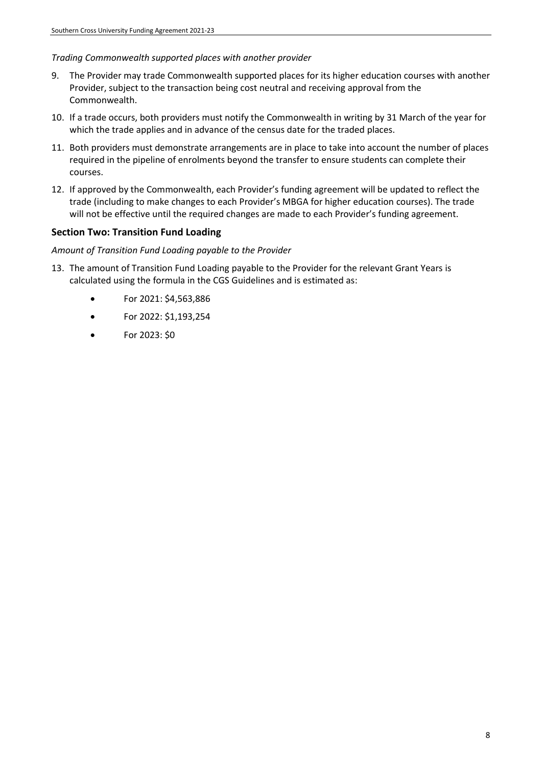*Trading Commonwealth supported places with another provider*

9. The Provider may trade Commonwealth supported places for its higher education courses with another Provider, subject to the transaction being cost neutral and receiving approval from the Commonwealth.
10. If a trade occurs, both providers must notify the Commonwealth in writing by 31 March of the year for which the trade applies and in advance of the census date for the traded places.
11. Both providers must demonstrate arrangements are in place to take into account the number of places required in the pipeline of enrolments beyond the transfer to ensure students can complete their courses.
12. If approved by the Commonwealth, each Provider's funding agreement will be updated to reflect the trade (including to make changes to each Provider's MBGA for higher education courses). The trade will not be effective until the required changes are made to each Provider's funding agreement.

## Section Two: Transition Fund Loading

*Amount of Transition Fund Loading payable to the Provider*

13. The amount of Transition Fund Loading payable to the Provider for the relevant Grant Years is calculated using the formula in the CGS Guidelines and is estimated as:
    - For 2021: $4,563,886
    - For 2022: $1,193,254
    - For 2023: $0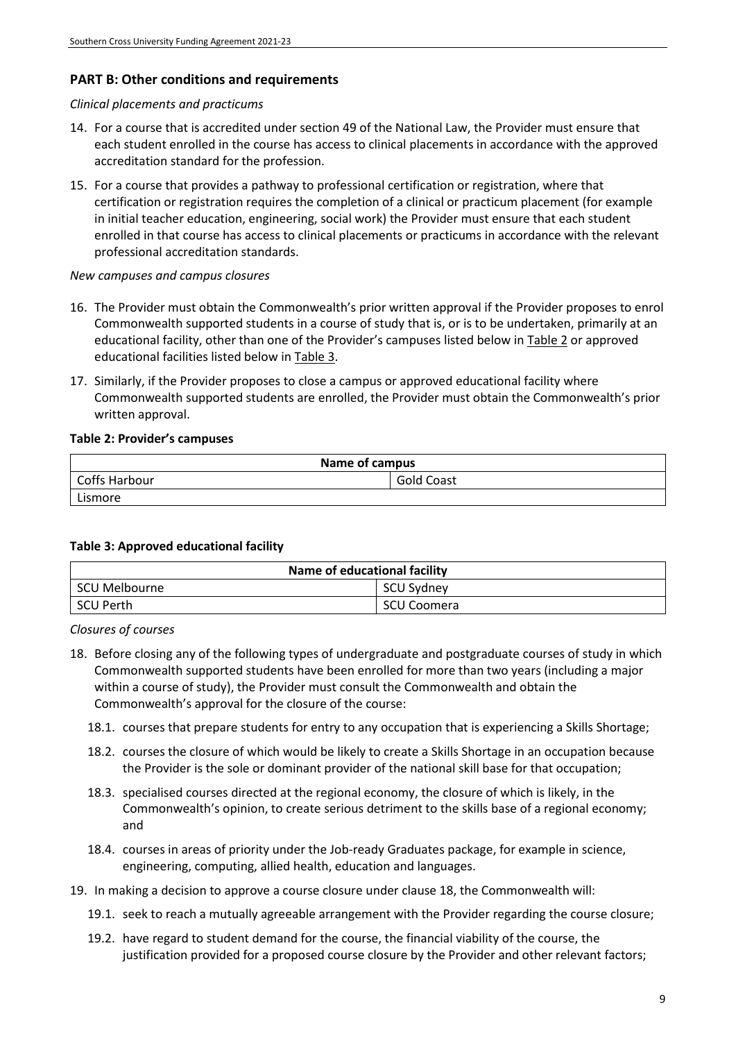## PART B: Other conditions and requirements

*Clinical placements and practicums*

14. For a course that is accredited under section 49 of the National Law, the Provider must ensure that each student enrolled in the course has access to clinical placements in accordance with the approved accreditation standard for the profession.
15. For a course that provides a pathway to professional certification or registration, where that certification or registration requires the completion of a clinical or practicum placement (for example in initial teacher education, engineering, social work) the Provider must ensure that each student enrolled in that course has access to clinical placements or practicums in accordance with the relevant professional accreditation standards.

*New campuses and campus closures*

16. The Provider must obtain the Commonwealth's prior written approval if the Provider proposes to enrol Commonwealth supported students in a course of study that is, or is to be undertaken, primarily at an educational facility, other than one of the Provider's campuses listed below in Table 2 or approved educational facilities listed below in Table 3.
17. Similarly, if the Provider proposes to close a campus or approved educational facility where Commonwealth supported students are enrolled, the Provider must obtain the Commonwealth's prior written approval.

**Table 2: Provider's campuses**

| Name of campus | |
|---|---|
| Coffs Harbour | Gold Coast |
| Lismore | |

**Table 3: Approved educational facility**

| Name of educational facility | |
|---|---|
| SCU Melbourne | SCU Sydney |
| SCU Perth | SCU Coomera |

*Closures of courses*

18. Before closing any of the following types of undergraduate and postgraduate courses of study in which Commonwealth supported students have been enrolled for more than two years (including a major within a course of study), the Provider must consult the Commonwealth and obtain the Commonwealth's approval for the closure of the course:
    18.1. courses that prepare students for entry to any occupation that is experiencing a Skills Shortage;
    18.2. courses the closure of which would be likely to create a Skills Shortage in an occupation because the Provider is the sole or dominant provider of the national skill base for that occupation;
    18.3. specialised courses directed at the regional economy, the closure of which is likely, in the Commonwealth's opinion, to create serious detriment to the skills base of a regional economy; and
    18.4. courses in areas of priority under the Job-ready Graduates package, for example in science, engineering, computing, allied health, education and languages.
19. In making a decision to approve a course closure under clause 18, the Commonwealth will:
    19.1. seek to reach a mutually agreeable arrangement with the Provider regarding the course closure;
    19.2. have regard to student demand for the course, the financial viability of the course, the justification provided for a proposed course closure by the Provider and other relevant factors;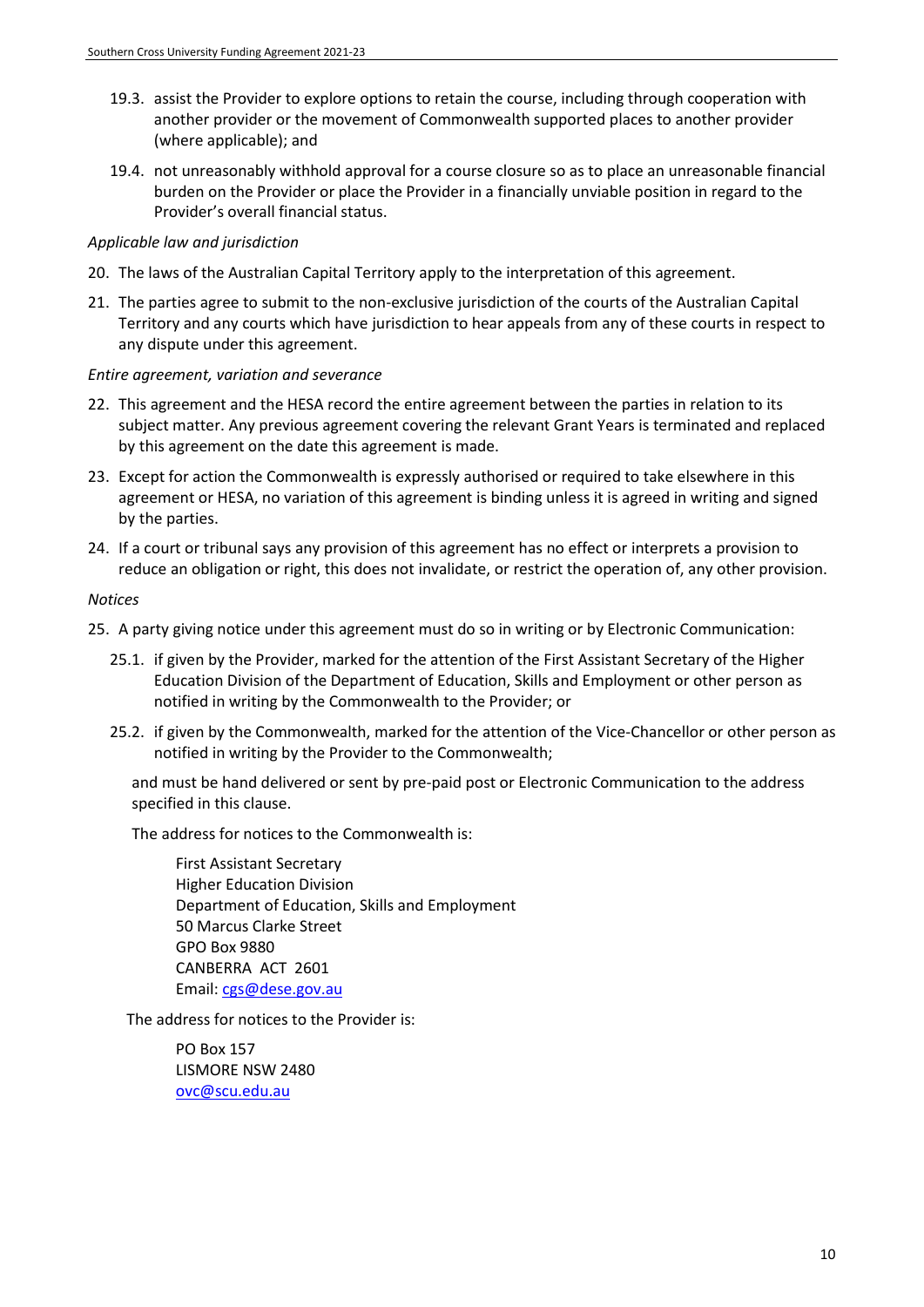19.3. assist the Provider to explore options to retain the course, including through cooperation with another provider or the movement of Commonwealth supported places to another provider (where applicable); and

19.4. not unreasonably withhold approval for a course closure so as to place an unreasonable financial burden on the Provider or place the Provider in a financially unviable position in regard to the Provider's overall financial status.

*Applicable law and jurisdiction*

20. The laws of the Australian Capital Territory apply to the interpretation of this agreement.

21. The parties agree to submit to the non-exclusive jurisdiction of the courts of the Australian Capital Territory and any courts which have jurisdiction to hear appeals from any of these courts in respect to any dispute under this agreement.

*Entire agreement, variation and severance*

22. This agreement and the HESA record the entire agreement between the parties in relation to its subject matter. Any previous agreement covering the relevant Grant Years is terminated and replaced by this agreement on the date this agreement is made.

23. Except for action the Commonwealth is expressly authorised or required to take elsewhere in this agreement or HESA, no variation of this agreement is binding unless it is agreed in writing and signed by the parties.

24. If a court or tribunal says any provision of this agreement has no effect or interprets a provision to reduce an obligation or right, this does not invalidate, or restrict the operation of, any other provision.

*Notices*

25. A party giving notice under this agreement must do so in writing or by Electronic Communication:

    25.1. if given by the Provider, marked for the attention of the First Assistant Secretary of the Higher Education Division of the Department of Education, Skills and Employment or other person as notified in writing by the Commonwealth to the Provider; or

    25.2. if given by the Commonwealth, marked for the attention of the Vice-Chancellor or other person as notified in writing by the Provider to the Commonwealth;

    and must be hand delivered or sent by pre-paid post or Electronic Communication to the address specified in this clause.

    The address for notices to the Commonwealth is:

    First Assistant Secretary
    Higher Education Division
    Department of Education, Skills and Employment
    50 Marcus Clarke Street
    GPO Box 9880
    CANBERRA ACT 2601
    Email: cgs@dese.gov.au

    The address for notices to the Provider is:

    PO Box 157
    LISMORE NSW 2480
    ovc@scu.edu.au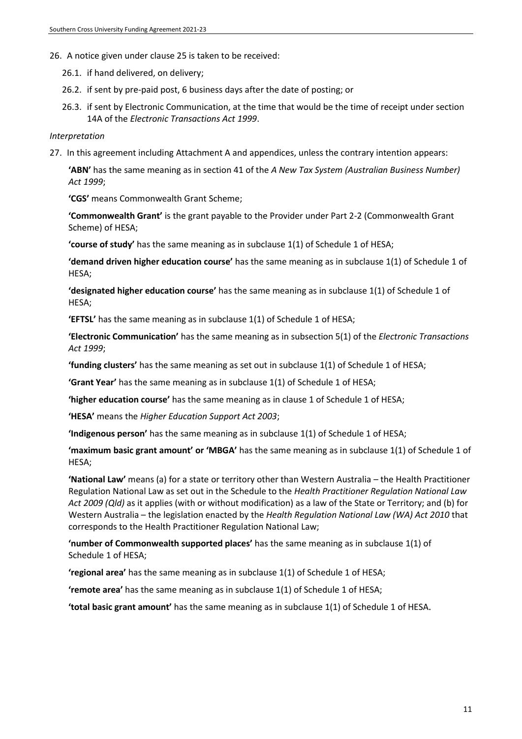26. A notice given under clause 25 is taken to be received:

    26.1. if hand delivered, on delivery;

    26.2. if sent by pre-paid post, 6 business days after the date of posting; or

    26.3. if sent by Electronic Communication, at the time that would be the time of receipt under section 14A of the *Electronic Transactions Act 1999*.

*Interpretation*

27. In this agreement including Attachment A and appendices, unless the contrary intention appears:

    **'ABN'** has the same meaning as in section 41 of the *A New Tax System (Australian Business Number) Act 1999*;

    **'CGS'** means Commonwealth Grant Scheme;

    **'Commonwealth Grant'** is the grant payable to the Provider under Part 2-2 (Commonwealth Grant Scheme) of HESA;

    **'course of study'** has the same meaning as in subclause 1(1) of Schedule 1 of HESA;

    **'demand driven higher education course'** has the same meaning as in subclause 1(1) of Schedule 1 of HESA;

    **'designated higher education course'** has the same meaning as in subclause 1(1) of Schedule 1 of HESA;

    **'EFTSL'** has the same meaning as in subclause 1(1) of Schedule 1 of HESA;

    **'Electronic Communication'** has the same meaning as in subsection 5(1) of the *Electronic Transactions Act 1999*;

    **'funding clusters'** has the same meaning as set out in subclause 1(1) of Schedule 1 of HESA;

    **'Grant Year'** has the same meaning as in subclause 1(1) of Schedule 1 of HESA;

    **'higher education course'** has the same meaning as in clause 1 of Schedule 1 of HESA;

    **'HESA'** means the *Higher Education Support Act 2003*;

    **'Indigenous person'** has the same meaning as in subclause 1(1) of Schedule 1 of HESA;

    **'maximum basic grant amount' or 'MBGA'** has the same meaning as in subclause 1(1) of Schedule 1 of HESA;

    **'National Law'** means (a) for a state or territory other than Western Australia – the Health Practitioner Regulation National Law as set out in the Schedule to the *Health Practitioner Regulation National Law Act 2009 (Qld)* as it applies (with or without modification) as a law of the State or Territory; and (b) for Western Australia – the legislation enacted by the *Health Regulation National Law (WA) Act 2010* that corresponds to the Health Practitioner Regulation National Law;

    **'number of Commonwealth supported places'** has the same meaning as in subclause 1(1) of Schedule 1 of HESA;

    **'regional area'** has the same meaning as in subclause 1(1) of Schedule 1 of HESA;

    **'remote area'** has the same meaning as in subclause 1(1) of Schedule 1 of HESA;

    **'total basic grant amount'** has the same meaning as in subclause 1(1) of Schedule 1 of HESA.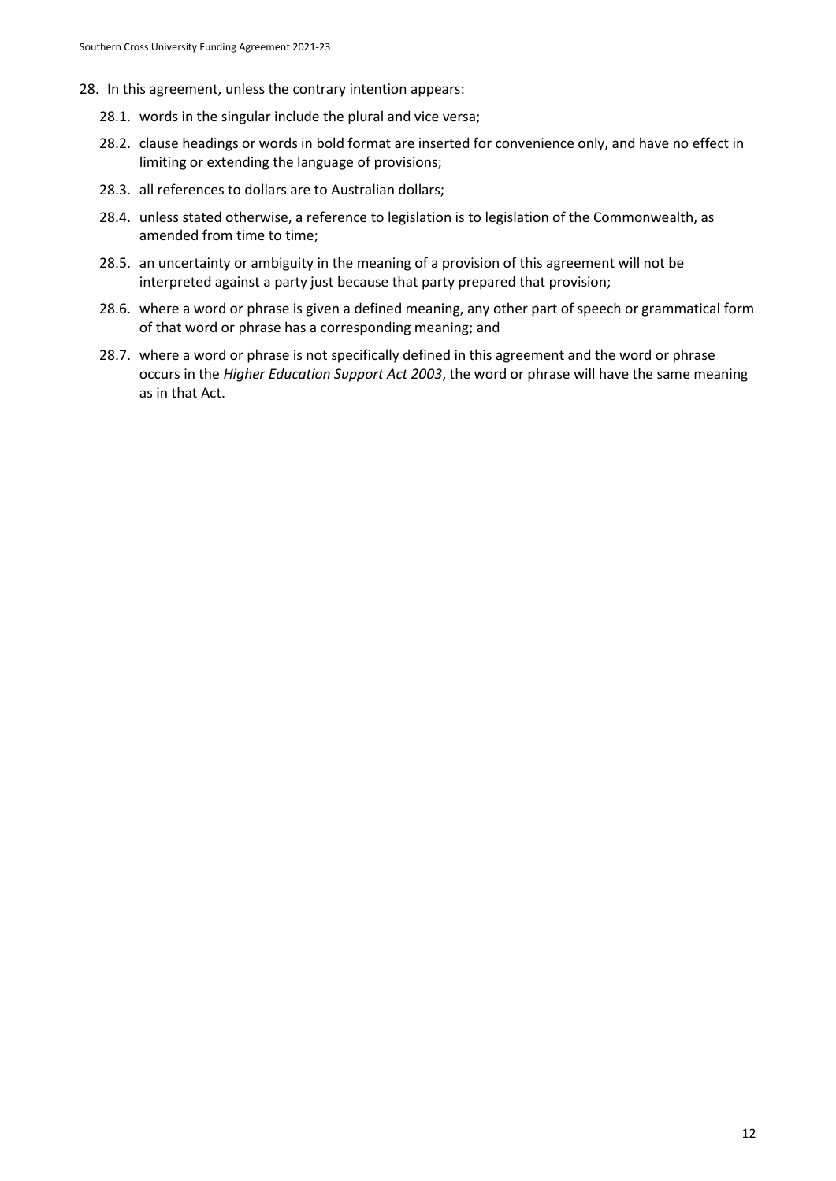28. In this agreement, unless the contrary intention appears:

    28.1. words in the singular include the plural and vice versa;

    28.2. clause headings or words in bold format are inserted for convenience only, and have no effect in limiting or extending the language of provisions;

    28.3. all references to dollars are to Australian dollars;

    28.4. unless stated otherwise, a reference to legislation is to legislation of the Commonwealth, as amended from time to time;

    28.5. an uncertainty or ambiguity in the meaning of a provision of this agreement will not be interpreted against a party just because that party prepared that provision;

    28.6. where a word or phrase is given a defined meaning, any other part of speech or grammatical form of that word or phrase has a corresponding meaning; and

    28.7. where a word or phrase is not specifically defined in this agreement and the word or phrase occurs in the *Higher Education Support Act 2003*, the word or phrase will have the same meaning as in that Act.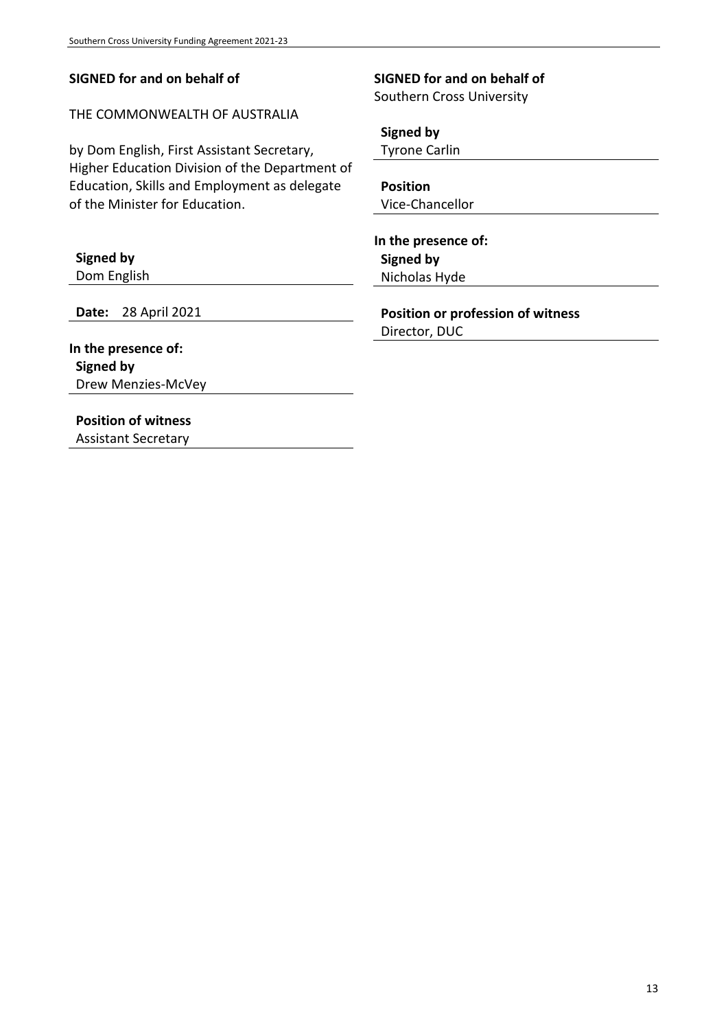**SIGNED for and on behalf of**

THE COMMONWEALTH OF AUSTRALIA

by Dom English, First Assistant Secretary, Higher Education Division of the Department of Education, Skills and Employment as delegate of the Minister for Education.

**Signed by**
Dom English

**Date:** 28 April 2021

**In the presence of:**
**Signed by**
Drew Menzies-McVey

**Position of witness**
Assistant Secretary

**SIGNED for and on behalf of**
Southern Cross University

**Signed by**
Tyrone Carlin

**Position**
Vice-Chancellor

**In the presence of:**
**Signed by**
Nicholas Hyde

**Position or profession of witness**
Director, DUC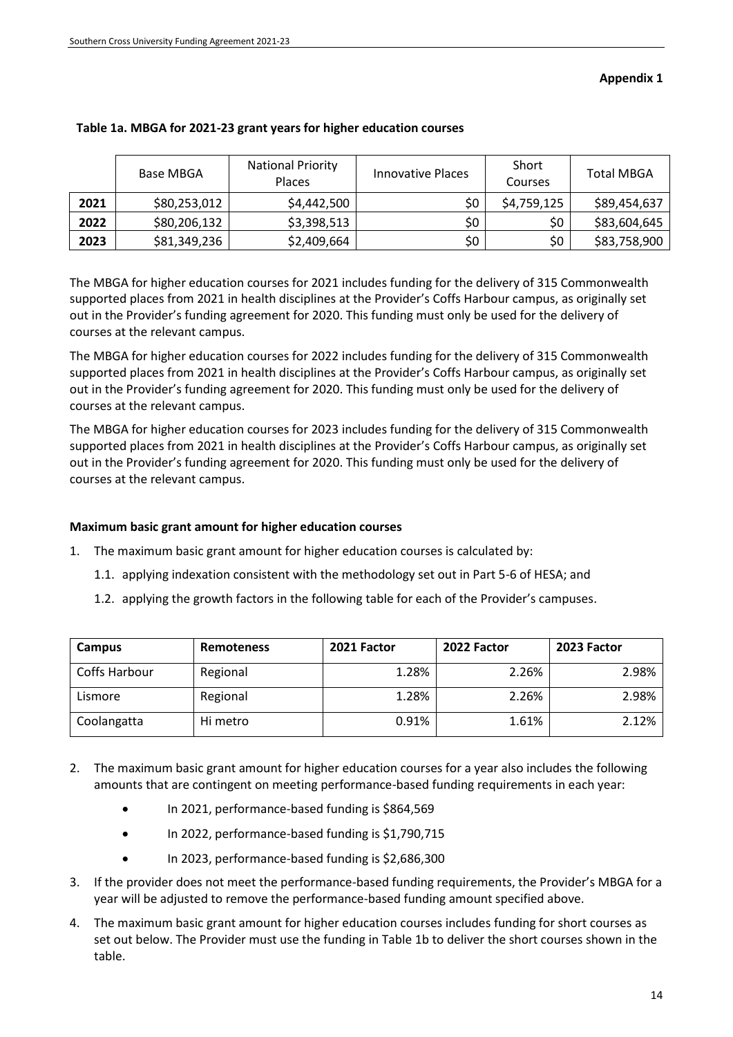**Appendix 1**

**Table 1a. MBGA for 2021-23 grant years for higher education courses**

| | Base MBGA | National Priority Places | Innovative Places | Short Courses | Total MBGA |
|---|---|---|---|---|---|
| **2021** | $80,253,012 | $4,442,500 | $0 | $4,759,125 | $89,454,637 |
| **2022** | $80,206,132 | $3,398,513 | $0 | $0 | $83,604,645 |
| **2023** | $81,349,236 | $2,409,664 | $0 | $0 | $83,758,900 |

The MBGA for higher education courses for 2021 includes funding for the delivery of 315 Commonwealth supported places from 2021 in health disciplines at the Provider's Coffs Harbour campus, as originally set out in the Provider's funding agreement for 2020. This funding must only be used for the delivery of courses at the relevant campus.

The MBGA for higher education courses for 2022 includes funding for the delivery of 315 Commonwealth supported places from 2021 in health disciplines at the Provider's Coffs Harbour campus, as originally set out in the Provider's funding agreement for 2020. This funding must only be used for the delivery of courses at the relevant campus.

The MBGA for higher education courses for 2023 includes funding for the delivery of 315 Commonwealth supported places from 2021 in health disciplines at the Provider's Coffs Harbour campus, as originally set out in the Provider's funding agreement for 2020. This funding must only be used for the delivery of courses at the relevant campus.

**Maximum basic grant amount for higher education courses**

1. The maximum basic grant amount for higher education courses is calculated by:
   1.1. applying indexation consistent with the methodology set out in Part 5-6 of HESA; and
   1.2. applying the growth factors in the following table for each of the Provider's campuses.

| **Campus** | **Remoteness** | **2021 Factor** | **2022 Factor** | **2023 Factor** |
|---|---|---|---|---|
| Coffs Harbour | Regional | 1.28% | 2.26% | 2.98% |
| Lismore | Regional | 1.28% | 2.26% | 2.98% |
| Coolangatta | Hi metro | 0.91% | 1.61% | 2.12% |

2. The maximum basic grant amount for higher education courses for a year also includes the following amounts that are contingent on meeting performance-based funding requirements in each year:
   - In 2021, performance-based funding is $864,569
   - In 2022, performance-based funding is $1,790,715
   - In 2023, performance-based funding is $2,686,300
3. If the provider does not meet the performance-based funding requirements, the Provider's MBGA for a year will be adjusted to remove the performance-based funding amount specified above.
4. The maximum basic grant amount for higher education courses includes funding for short courses as set out below. The Provider must use the funding in Table 1b to deliver the short courses shown in the table.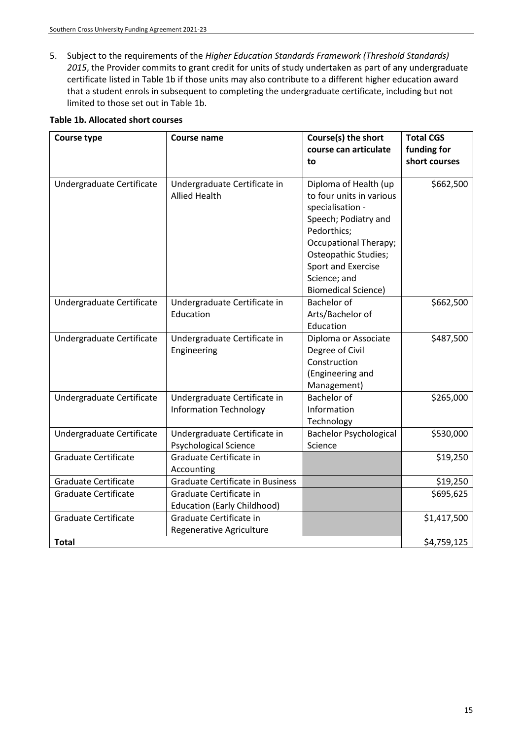5. Subject to the requirements of the *Higher Education Standards Framework (Threshold Standards) 2015*, the Provider commits to grant credit for units of study undertaken as part of any undergraduate certificate listed in Table 1b if those units may also contribute to a different higher education award that a student enrols in subsequent to completing the undergraduate certificate, including but not limited to those set out in Table 1b.

**Table 1b. Allocated short courses**

| Course type | Course name | Course(s) the short course can articulate to | Total CGS funding for short courses |
|---|---|---|---|
| Undergraduate Certificate | Undergraduate Certificate in Allied Health | Diploma of Health (up to four units in various specialisation - Speech; Podiatry and Pedorthics; Occupational Therapy; Osteopathic Studies; Sport and Exercise Science; and Biomedical Science) | $662,500 |
| Undergraduate Certificate | Undergraduate Certificate in Education | Bachelor of Arts/Bachelor of Education | $662,500 |
| Undergraduate Certificate | Undergraduate Certificate in Engineering | Diploma or Associate Degree of Civil Construction (Engineering and Management) | $487,500 |
| Undergraduate Certificate | Undergraduate Certificate in Information Technology | Bachelor of Information Technology | $265,000 |
| Undergraduate Certificate | Undergraduate Certificate in Psychological Science | Bachelor Psychological Science | $530,000 |
| Graduate Certificate | Graduate Certificate in Accounting | | $19,250 |
| Graduate Certificate | Graduate Certificate in Business | | $19,250 |
| Graduate Certificate | Graduate Certificate in Education (Early Childhood) | | $695,625 |
| Graduate Certificate | Graduate Certificate in Regenerative Agriculture | | $1,417,500 |
| **Total** | | | $4,759,125 |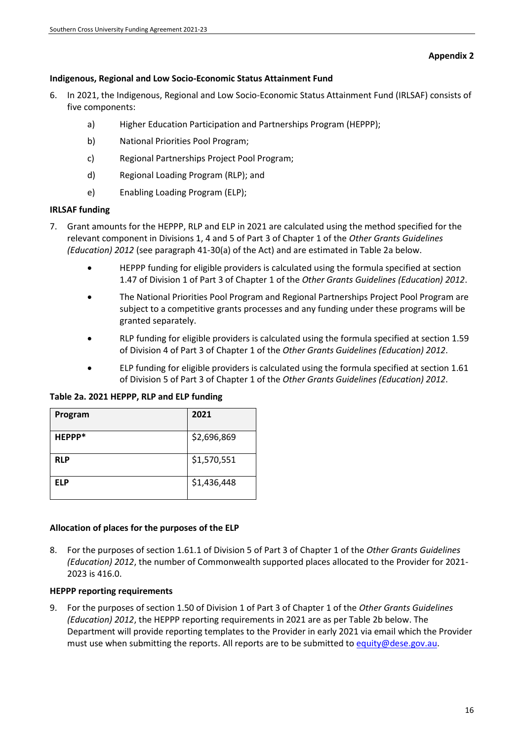**Appendix 2**

**Indigenous, Regional and Low Socio-Economic Status Attainment Fund**

6. In 2021, the Indigenous, Regional and Low Socio-Economic Status Attainment Fund (IRLSAF) consists of five components:
   - a) Higher Education Participation and Partnerships Program (HEPPP);
   - b) National Priorities Pool Program;
   - c) Regional Partnerships Project Pool Program;
   - d) Regional Loading Program (RLP); and
   - e) Enabling Loading Program (ELP);

**IRLSAF funding**

7. Grant amounts for the HEPPP, RLP and ELP in 2021 are calculated using the method specified for the relevant component in Divisions 1, 4 and 5 of Part 3 of Chapter 1 of the *Other Grants Guidelines (Education) 2012* (see paragraph 41-30(a) of the Act) and are estimated in Table 2a below.
   - HEPPP funding for eligible providers is calculated using the formula specified at section 1.47 of Division 1 of Part 3 of Chapter 1 of the *Other Grants Guidelines (Education) 2012*.
   - The National Priorities Pool Program and Regional Partnerships Project Pool Program are subject to a competitive grants processes and any funding under these programs will be granted separately.
   - RLP funding for eligible providers is calculated using the formula specified at section 1.59 of Division 4 of Part 3 of Chapter 1 of the *Other Grants Guidelines (Education) 2012*.
   - ELP funding for eligible providers is calculated using the formula specified at section 1.61 of Division 5 of Part 3 of Chapter 1 of the *Other Grants Guidelines (Education) 2012*.

**Table 2a. 2021 HEPPP, RLP and ELP funding**

| Program | 2021 |
|---|---|
| **HEPPP*** | $2,696,869 |
| **RLP** | $1,570,551 |
| **ELP** | $1,436,448 |

**Allocation of places for the purposes of the ELP**

8. For the purposes of section 1.61.1 of Division 5 of Part 3 of Chapter 1 of the *Other Grants Guidelines (Education) 2012*, the number of Commonwealth supported places allocated to the Provider for 2021-2023 is 416.0.

**HEPPP reporting requirements**

9. For the purposes of section 1.50 of Division 1 of Part 3 of Chapter 1 of the *Other Grants Guidelines (Education) 2012*, the HEPPP reporting requirements in 2021 are as per Table 2b below. The Department will provide reporting templates to the Provider in early 2021 via email which the Provider must use when submitting the reports. All reports are to be submitted to equity@dese.gov.au.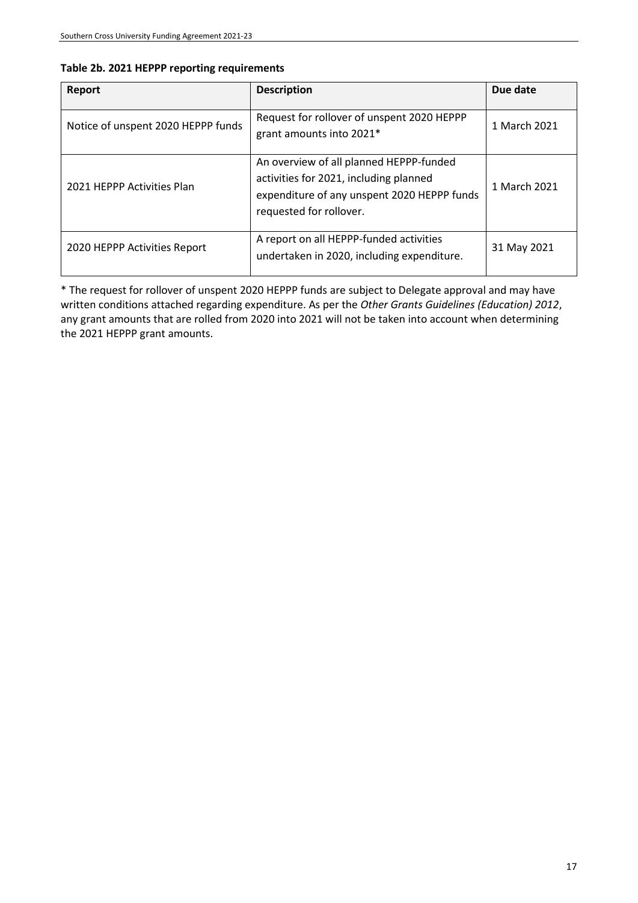**Table 2b. 2021 HEPPP reporting requirements**

| Report | Description | Due date |
|---|---|---|
| Notice of unspent 2020 HEPPP funds | Request for rollover of unspent 2020 HEPPP grant amounts into 2021* | 1 March 2021 |
| 2021 HEPPP Activities Plan | An overview of all planned HEPPP-funded activities for 2021, including planned expenditure of any unspent 2020 HEPPP funds requested for rollover. | 1 March 2021 |
| 2020 HEPPP Activities Report | A report on all HEPPP-funded activities undertaken in 2020, including expenditure. | 31 May 2021 |

* The request for rollover of unspent 2020 HEPPP funds are subject to Delegate approval and may have written conditions attached regarding expenditure. As per the *Other Grants Guidelines (Education) 2012*, any grant amounts that are rolled from 2020 into 2021 will not be taken into account when determining the 2021 HEPPP grant amounts.